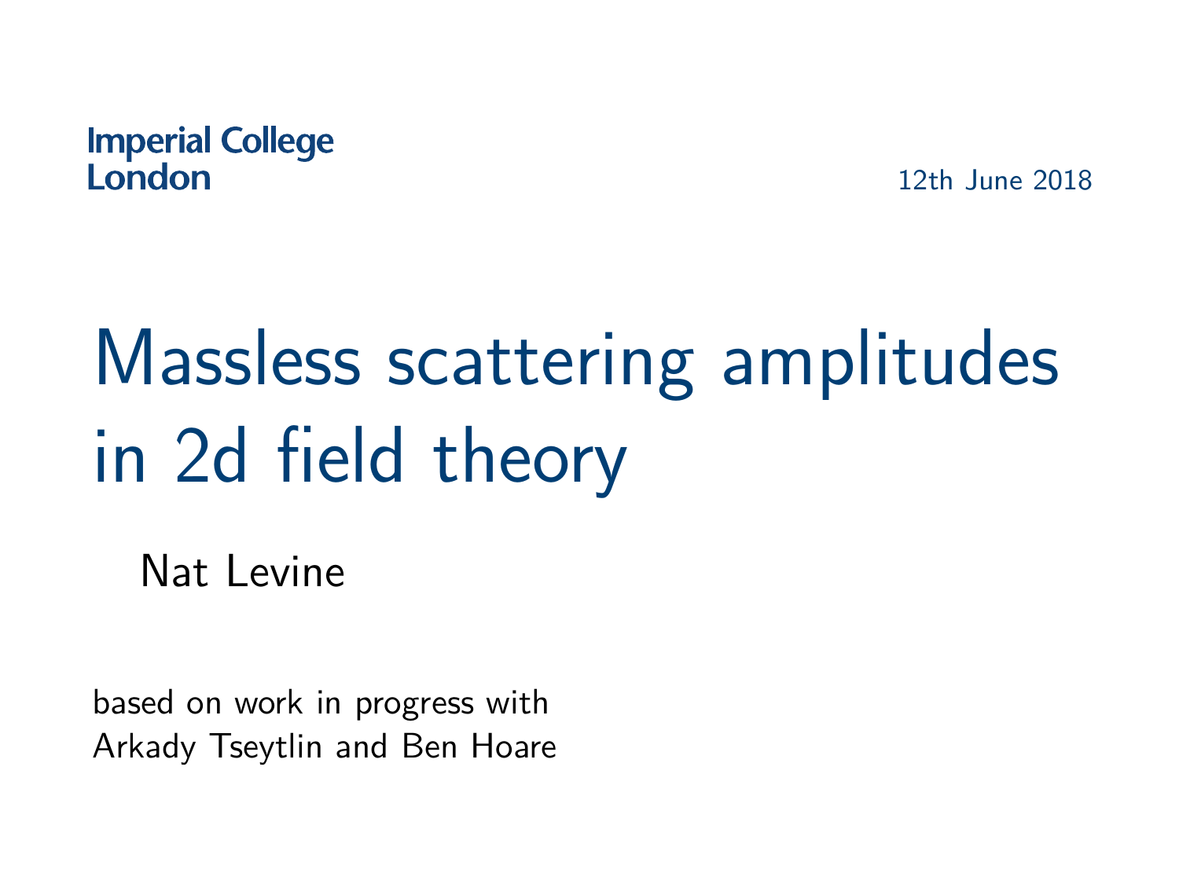Imperial College London

12th June 2018

# Massless scattering amplitudes in 2d field theory

Nat Levine

based on work in progress with
Arkady Tseytlin and Ben Hoare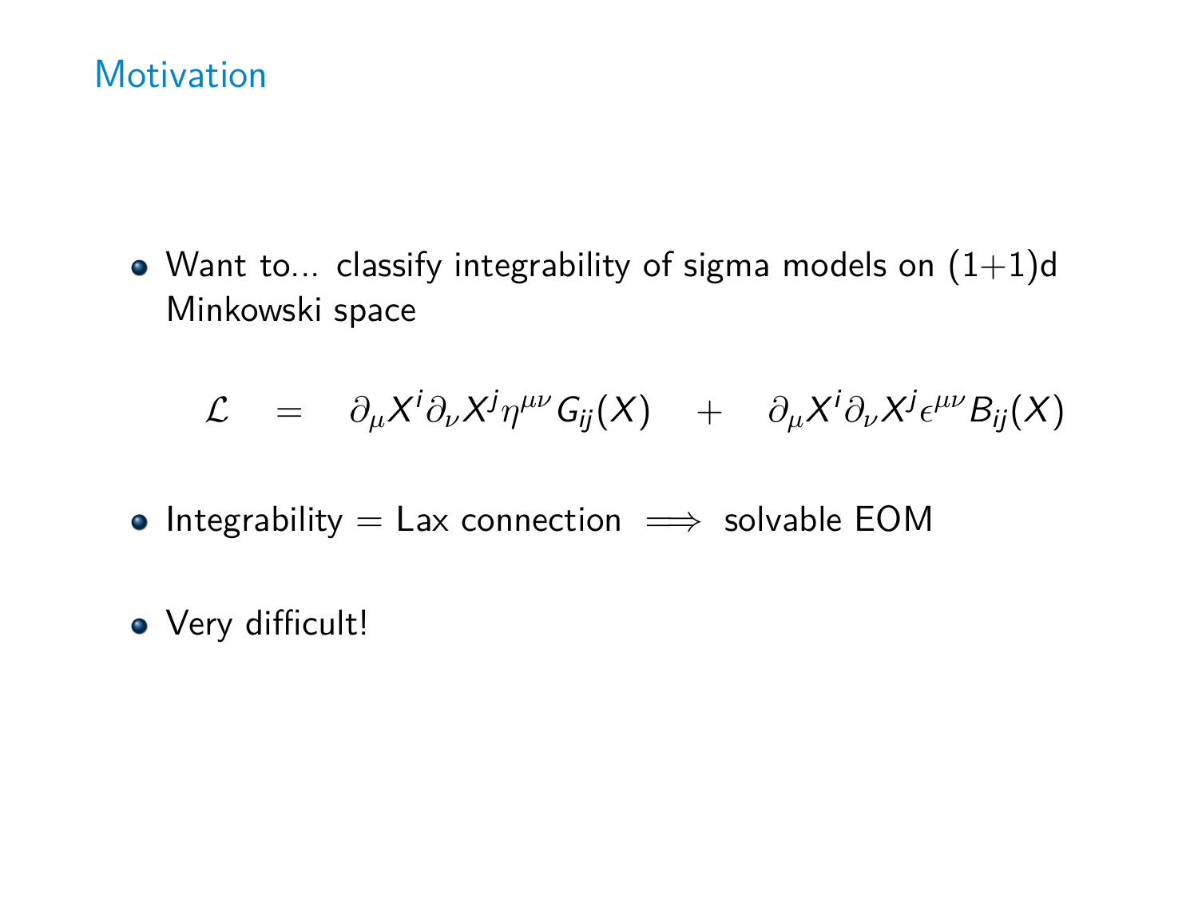# Motivation

- Want to... classify integrability of sigma models on (1+1)d Minkowski space

$$\mathcal{L} \quad = \quad \partial_\mu X^i \partial_\nu X^j \eta^{\mu\nu} G_{ij}(X) \quad + \quad \partial_\mu X^i \partial_\nu X^j \epsilon^{\mu\nu} B_{ij}(X)$$

- Integrability = Lax connection $\implies$ solvable EOM

- Very difficult!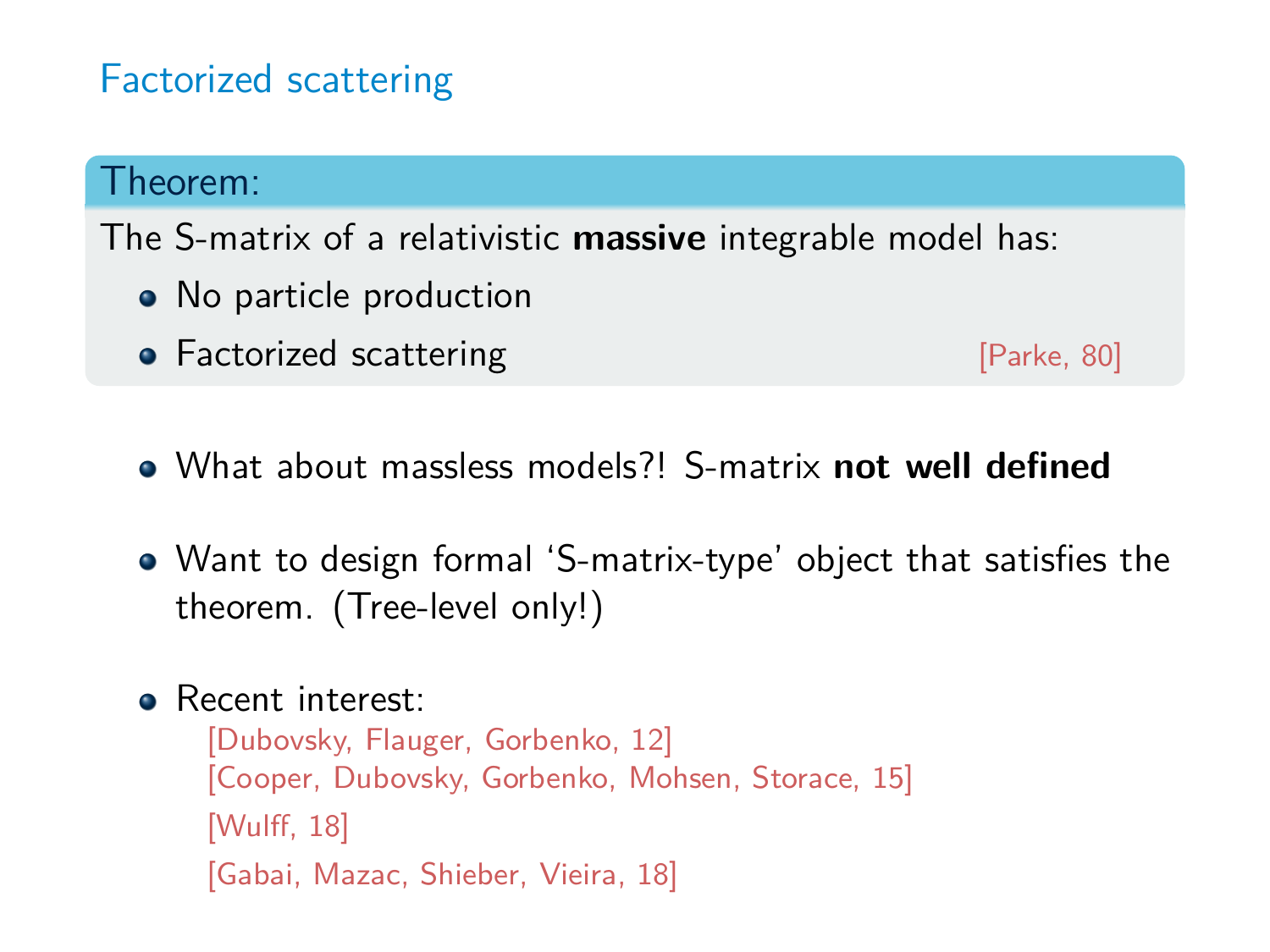## Factorized scattering

**Theorem:**

The S-matrix of a relativistic **massive** integrable model has:

- No particle production
- Factorized scattering [Parke, 80]

- What about massless models?! S-matrix **not well defined**

- Want to design formal 'S-matrix-type' object that satisfies the theorem. (Tree-level only!)

- Recent interest:
  [Dubovsky, Flauger, Gorbenko, 12]
  [Cooper, Dubovsky, Gorbenko, Mohsen, Storace, 15]
  [Wulff, 18]
  [Gabai, Mazac, Shieber, Vieira, 18]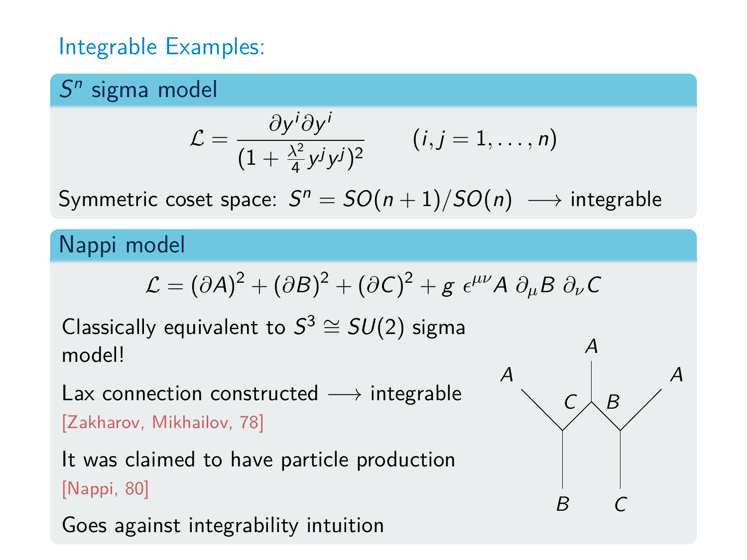## Integrable Examples:

### $S^n$ sigma model

$$\mathcal{L} = \frac{\partial y^i \partial y^i}{(1 + \frac{\lambda^2}{4} y^j y^j)^2} \qquad (i, j = 1, \ldots, n)$$

Symmetric coset space: $S^n = SO(n+1)/SO(n) \longrightarrow$ integrable

### Nappi model

$$\mathcal{L} = (\partial A)^2 + (\partial B)^2 + (\partial C)^2 + g\ \epsilon^{\mu\nu} A\ \partial_\mu B\ \partial_\nu C$$

Classically equivalent to $S^3 \cong SU(2)$ sigma model!

Lax connection constructed $\longrightarrow$ integrable [Zakharov, Mikhailov, 78]

It was claimed to have particle production [Nappi, 80]

Goes against integrability intuition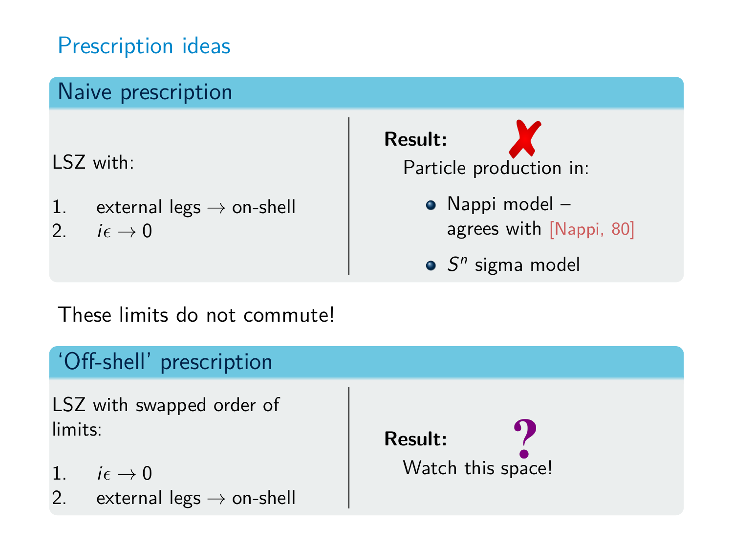# Prescription ideas

## Naive prescription

LSZ with:

1. external legs $\rightarrow$ on-shell
2. $i\epsilon \rightarrow 0$

**Result:** ✗

Particle production in:

- Nappi model – agrees with [Nappi, 80]
- $S^n$ sigma model

These limits do not commute!

## 'Off-shell' prescription

LSZ with swapped order of limits:

1. $i\epsilon \rightarrow 0$
2. external legs $\rightarrow$ on-shell

**Result:** ?

Watch this space!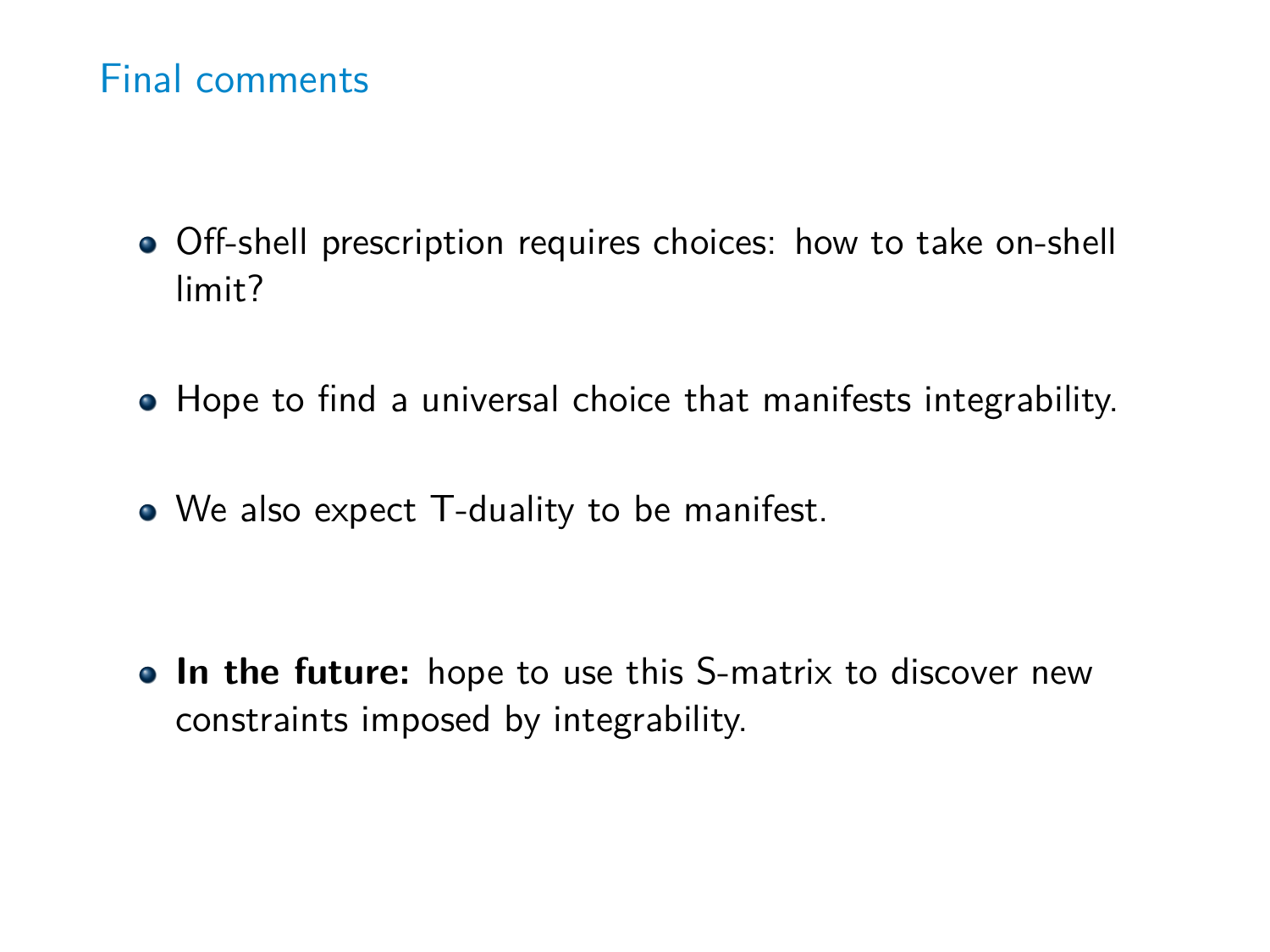# Final comments

- Off-shell prescription requires choices: how to take on-shell limit?
- Hope to find a universal choice that manifests integrability.
- We also expect T-duality to be manifest.
- **In the future:** hope to use this S-matrix to discover new constraints imposed by integrability.